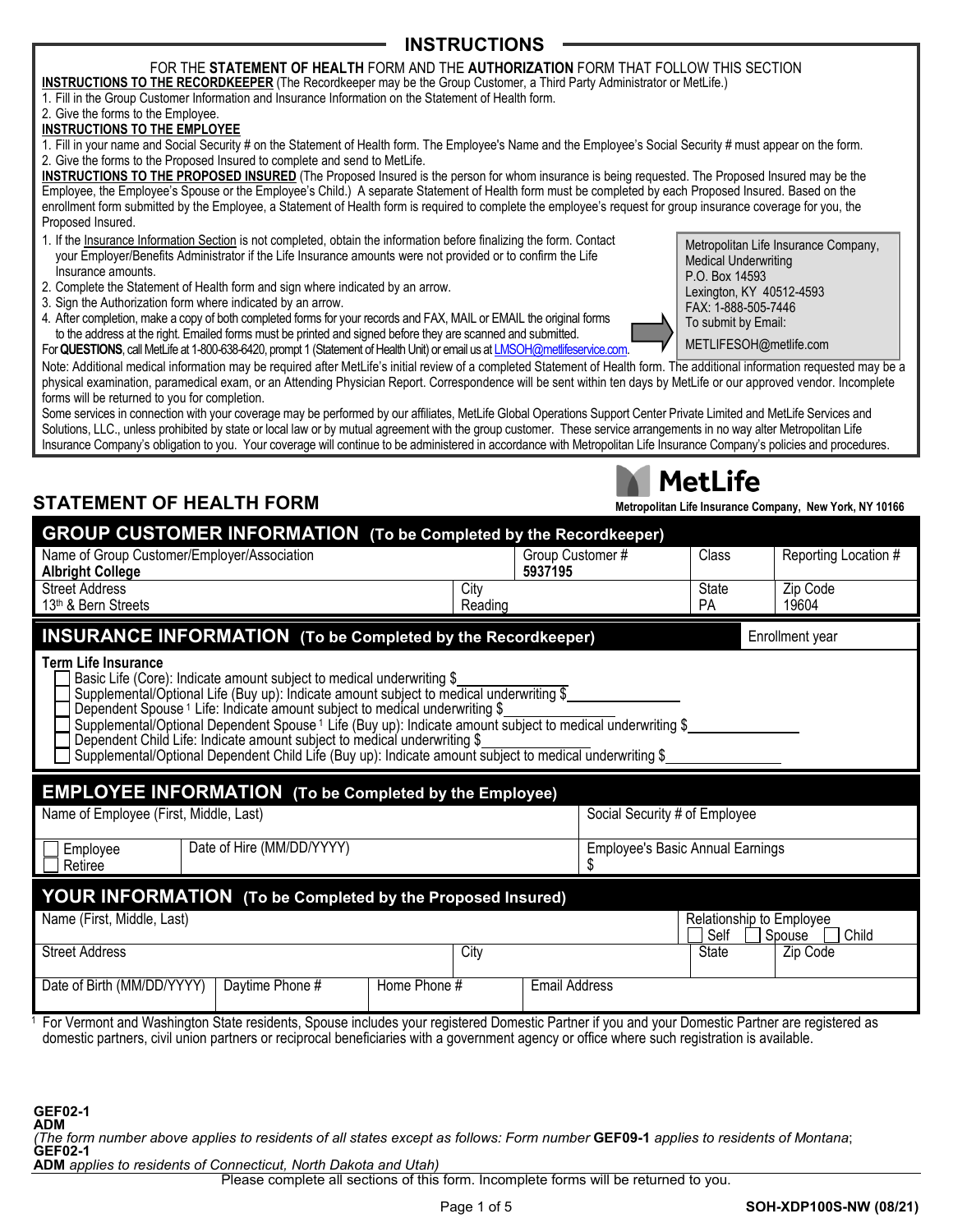## INSTRUCTIONS

FOR THE **STATEMENT OF HEALTH** FORM AND THE **AUTHORIZATION** FORM THAT FOLLOW THIS SECTION

**INSTRUCTIONS TO THE RECORDKEEPER** (The Recordkeeper may be the Group Customer, a Third Party Administrator or MetLife.)

1. Fill in the Group Customer Information and Insurance Information on the Statement of Health form.
2. Give the forms to the Employee.

**INSTRUCTIONS TO THE EMPLOYEE**

1. Fill in your name and Social Security # on the Statement of Health form. The Employee's Name and the Employee's Social Security # must appear on the form.
2. Give the forms to the Proposed Insured to complete and send to MetLife.

**INSTRUCTIONS TO THE PROPOSED INSURED** (The Proposed Insured is the person for whom insurance is being requested. The Proposed Insured may be the Employee, the Employee's Spouse or the Employee's Child.) A separate Statement of Health form must be completed by each Proposed Insured. Based on the enrollment form submitted by the Employee, a Statement of Health form is required to complete the employee's request for group insurance coverage for you, the Proposed Insured.

1. If the Insurance Information Section is not completed, obtain the information before finalizing the form. Contact your Employer/Benefits Administrator if the Life Insurance amounts were not provided or to confirm the Life Insurance amounts.
2. Complete the Statement of Health form and sign where indicated by an arrow.
3. Sign the Authorization form where indicated by an arrow.
4. After completion, make a copy of both completed forms for your records and FAX, MAIL or EMAIL the original forms to the address at the right. Emailed forms must be printed and signed before they are scanned and submitted.

Metropolitan Life Insurance Company,
Medical Underwriting
P.O. Box 14593
Lexington, KY 40512-4593
FAX: 1-888-505-7446
To submit by Email:
METLIFESOH@metlife.com

For **QUESTIONS**, call MetLife at 1-800-638-6420, prompt 1 (Statement of Health Unit) or email us at LMSOH@metlifeservice.com.

Note: Additional medical information may be required after MetLife's initial review of a completed Statement of Health form. The additional information requested may be a physical examination, paramedical exam, or an Attending Physician Report. Correspondence will be sent within ten days by MetLife or our approved vendor. Incomplete forms will be returned to you for completion.

Some services in connection with your coverage may be performed by our affiliates, MetLife Global Operations Support Center Private Limited and MetLife Services and Solutions, LLC., unless prohibited by state or local law or by mutual agreement with the group customer. These service arrangements in no way alter Metropolitan Life Insurance Company's obligation to you. Your coverage will continue to be administered in accordance with Metropolitan Life Insurance Company's policies and procedures.

## STATEMENT OF HEALTH FORM

**MetLife**
Metropolitan Life Insurance Company, New York, NY 10166

### GROUP CUSTOMER INFORMATION (To be Completed by the Recordkeeper)

| Name of Group Customer/Employer/Association | | Group Customer # | Class | Reporting Location # |
|---|---|---|---|---|
| **Albright College** | | **5937195** | | |
| Street Address | City | | State | Zip Code |
| 13th & Bern Streets | Reading | | PA | 19604 |

### INSURANCE INFORMATION (To be Completed by the Recordkeeper)

Enrollment year

**Term Life Insurance**

- ☐ Basic Life (Core): Indicate amount subject to medical underwriting $\_\_\_\_\_\_\_\_\_\_
- ☐ Supplemental/Optional Life (Buy up): Indicate amount subject to medical underwriting $\_\_\_\_\_\_\_\_\_\_
- ☐ Dependent Spouse [1] Life: Indicate amount subject to medical underwriting $\_\_\_\_\_\_\_\_\_\_
- ☐ Supplemental/Optional Dependent Spouse [1] Life (Buy up): Indicate amount subject to medical underwriting $\_\_\_\_\_\_\_\_\_\_
- ☐ Dependent Child Life: Indicate amount subject to medical underwriting $\_\_\_\_\_\_\_\_\_\_
- ☐ Supplemental/Optional Dependent Child Life (Buy up): Indicate amount subject to medical underwriting $\_\_\_\_\_\_\_\_\_\_

### EMPLOYEE INFORMATION (To be Completed by the Employee)

| Name of Employee (First, Middle, Last) | | Social Security # of Employee |
|---|---|---|
| ☐ Employee ☐ Retiree | Date of Hire (MM/DD/YYYY) | Employee's Basic Annual Earnings $ |

### YOUR INFORMATION (To be Completed by the Proposed Insured)

| Name (First, Middle, Last) | | | | Relationship to Employee ☐ Self ☐ Spouse ☐ Child | |
|---|---|---|---|---|---|
| Street Address | | | City | State | Zip Code |
| Date of Birth (MM/DD/YYYY) | Daytime Phone # | Home Phone # | Email Address | | |

[1] For Vermont and Washington State residents, Spouse includes your registered Domestic Partner if you and your Domestic Partner are registered as domestic partners, civil union partners or reciprocal beneficiaries with a government agency or office where such registration is available.

**GEF02-1**
**ADM**
*(The form number above applies to residents of all states except as follows: Form number* **GEF09-1** *applies to residents of Montana*;
**GEF02-1**
**ADM** *applies to residents of Connecticut, North Dakota and Utah)*

Please complete all sections of this form. Incomplete forms will be returned to you.

**SOH-XDP100S-NW (08/21)**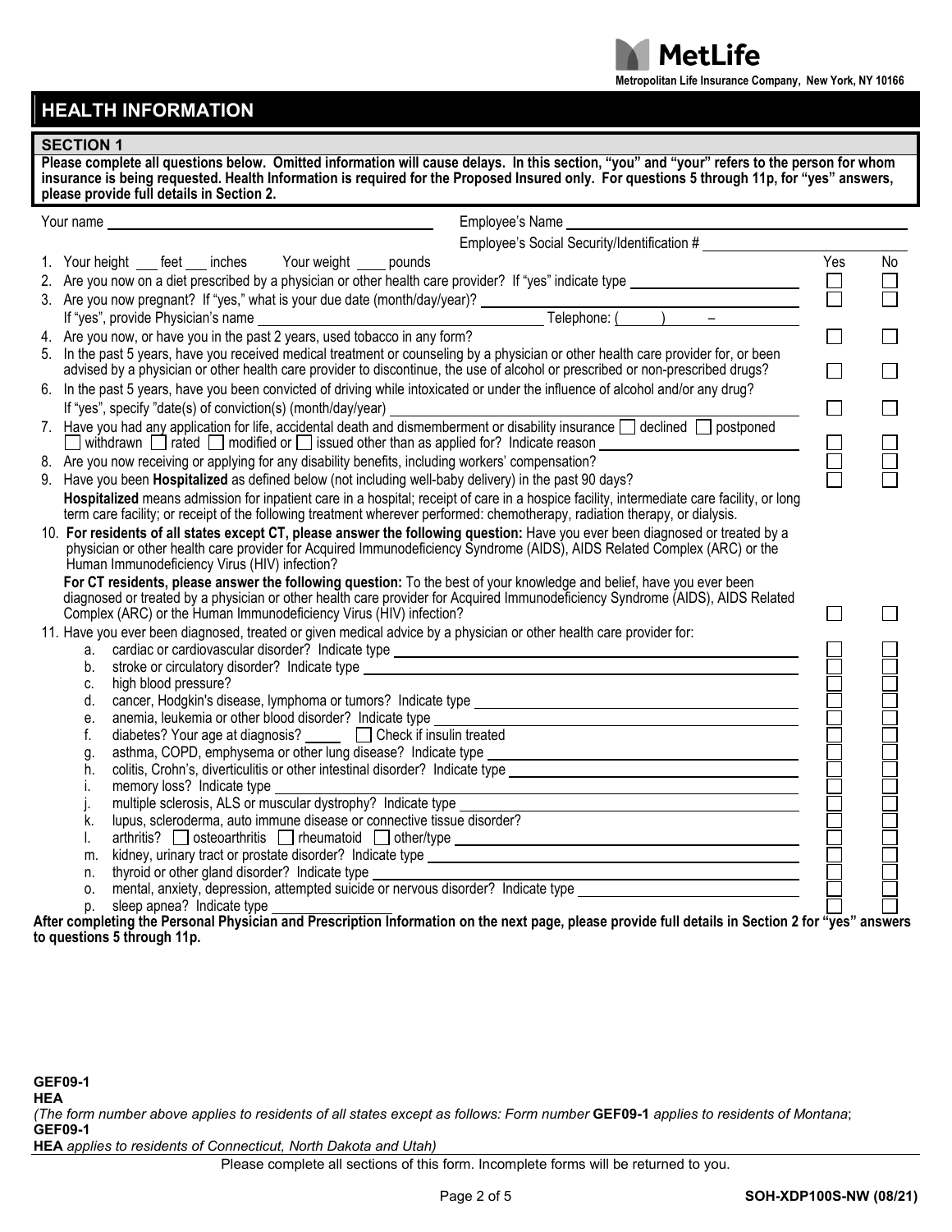**MetLife**

**Metropolitan Life Insurance Company, New York, NY 10166**

# HEALTH INFORMATION

## SECTION 1

**Please complete all questions below. Omitted information will cause delays. In this section, "you" and "your" refers to the person for whom insurance is being requested. Health Information is required for the Proposed Insured only. For questions 5 through 11p, for "yes" answers, please provide full details in Section 2.**

Your name ____________________ Employee's Name ____________________

Employee's Social Security/Identification # ____________________

| Question | Yes | No |
|---|---|---|
| 1. Your height ___ feet ___ inches Your weight ____ pounds | | |
| 2. Are you now on a diet prescribed by a physician or other health care provider? If "yes" indicate type ____________ | ☐ | ☐ |
| 3. Are you now pregnant? If "yes," what is your due date (month/day/year)? ____________<br>If "yes", provide Physician's name ____________ Telephone: ( ) – | ☐ | ☐ |
| 4. Are you now, or have you in the past 2 years, used tobacco in any form? | ☐ | ☐ |
| 5. In the past 5 years, have you received medical treatment or counseling by a physician or other health care provider for, or been advised by a physician or other health care provider to discontinue, the use of alcohol or prescribed or non-prescribed drugs? | ☐ | ☐ |
| 6. In the past 5 years, have you been convicted of driving while intoxicated or under the influence of alcohol and/or any drug?<br>If "yes", specify "date(s) of conviction(s) (month/day/year) ____________ | ☐ | ☐ |
| 7. Have you had any application for life, accidental death and dismemberment or disability insurance ☐ declined ☐ postponed ☐ withdrawn ☐ rated ☐ modified or ☐ issued other than as applied for? Indicate reason ____________ | ☐ | ☐ |
| 8. Are you now receiving or applying for any disability benefits, including workers' compensation? | ☐ | ☐ |
| 9. Have you been **Hospitalized** as defined below (not including well-baby delivery) in the past 90 days?<br>**Hospitalized** means admission for inpatient care in a hospital; receipt of care in a hospice facility, intermediate care facility, or long term care facility; or receipt of the following treatment wherever performed: chemotherapy, radiation therapy, or dialysis. | ☐ | ☐ |
| 10. **For residents of all states except CT, please answer the following question:** Have you ever been diagnosed or treated by a physician or other health care provider for Acquired Immunodeficiency Syndrome (AIDS), AIDS Related Complex (ARC) or the Human Immunodeficiency Virus (HIV) infection?<br>**For CT residents, please answer the following question:** To the best of your knowledge and belief, have you ever been diagnosed or treated by a physician or other health care provider for Acquired Immunodeficiency Syndrome (AIDS), AIDS Related Complex (ARC) or the Human Immunodeficiency Virus (HIV) infection? | ☐ | ☐ |
| 11. Have you ever been diagnosed, treated or given medical advice by a physician or other health care provider for: | | |
| a. cardiac or cardiovascular disorder? Indicate type ____________ | ☐ | ☐ |
| b. stroke or circulatory disorder? Indicate type ____________ | ☐ | ☐ |
| c. high blood pressure? | ☐ | ☐ |
| d. cancer, Hodgkin's disease, lymphoma or tumors? Indicate type ____________ | ☐ | ☐ |
| e. anemia, leukemia or other blood disorder? Indicate type ____________ | ☐ | ☐ |
| f. diabetes? Your age at diagnosis? _____ ☐ Check if insulin treated | ☐ | ☐ |
| g. asthma, COPD, emphysema or other lung disease? Indicate type ____________ | ☐ | ☐ |
| h. colitis, Crohn's, diverticulitis or other intestinal disorder? Indicate type ____________ | ☐ | ☐ |
| i. memory loss? Indicate type ____________ | ☐ | ☐ |
| j. multiple sclerosis, ALS or muscular dystrophy? Indicate type ____________ | ☐ | ☐ |
| k. lupus, scleroderma, auto immune disease or connective tissue disorder? | ☐ | ☐ |
| l. arthritis? ☐ osteoarthritis ☐ rheumatoid ☐ other/type ____________ | ☐ | ☐ |
| m. kidney, urinary tract or prostate disorder? Indicate type ____________ | ☐ | ☐ |
| n. thyroid or other gland disorder? Indicate type ____________ | ☐ | ☐ |
| o. mental, anxiety, depression, attempted suicide or nervous disorder? Indicate type ____________ | ☐ | ☐ |
| p. sleep apnea? Indicate type ____________ | ☐ | ☐ |

**After completing the Personal Physician and Prescription Information on the next page, please provide full details in Section 2 for "yes" answers to questions 5 through 11p.**

**GEF09-1**
**HEA**
*(The form number above applies to residents of all states except as follows: Form number* **GEF09-1** *applies to residents of Montana*;
**GEF09-1**
**HEA** *applies to residents of Connecticut, North Dakota and Utah)*

Please complete all sections of this form. Incomplete forms will be returned to you.

**SOH-XDP100S-NW (08/21)**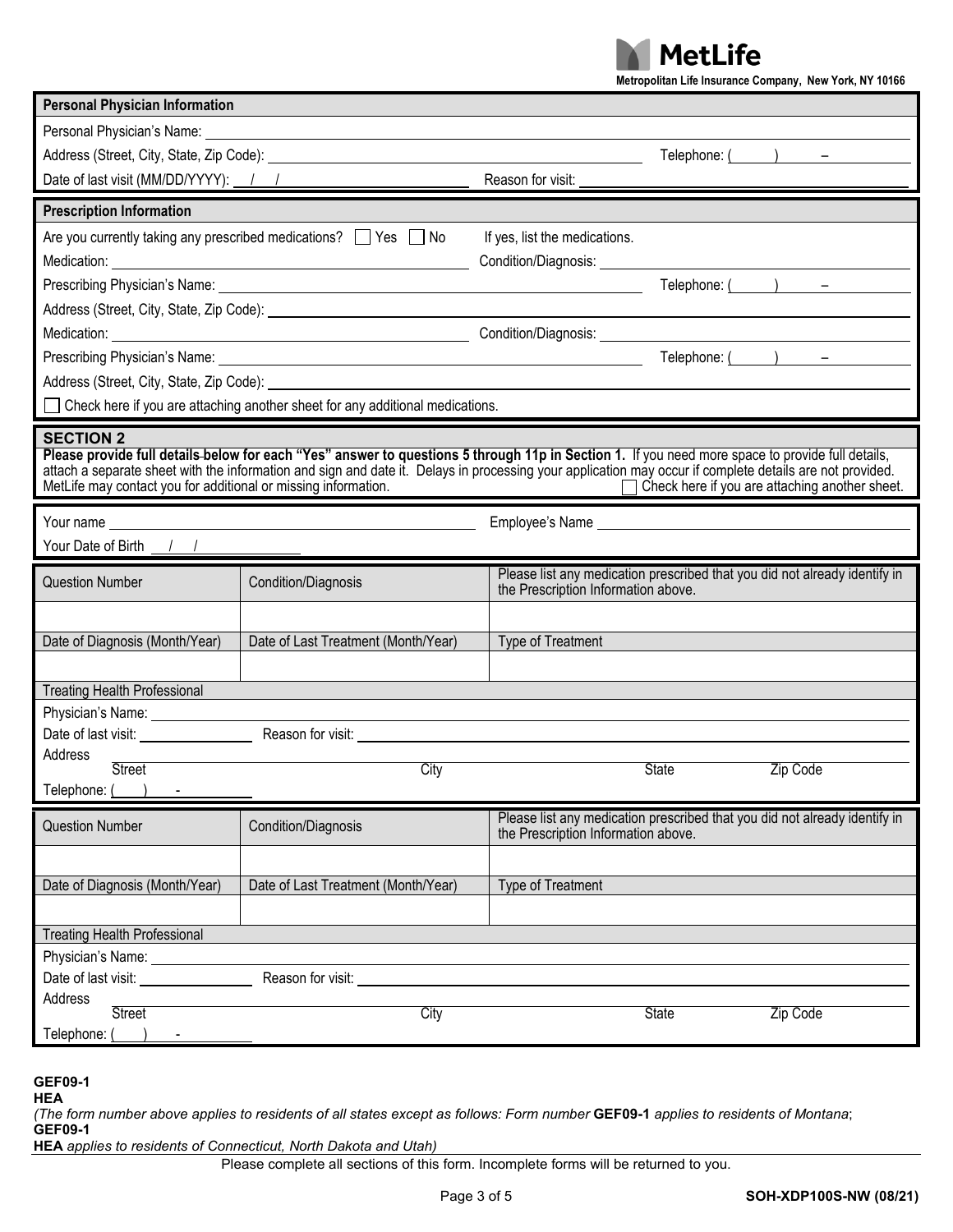MetLife

Metropolitan Life Insurance Company, New York, NY 10166

## Personal Physician Information

Personal Physician's Name: ______________________________

Address (Street, City, State, Zip Code): ______________________________ Telephone: (     )     –

Date of last visit (MM/DD/YYYY): __/__/____ Reason for visit: ______________________________

## Prescription Information

Are you currently taking any prescribed medications? ☐ Yes ☐ No If yes, list the medications.

Medication: ______________________________ Condition/Diagnosis: ______________________________

Prescribing Physician's Name: ______________________________ Telephone: (     )     –

Address (Street, City, State, Zip Code): ______________________________

Medication: ______________________________ Condition/Diagnosis: ______________________________

Prescribing Physician's Name: ______________________________ Telephone: (     )     –

Address (Street, City, State, Zip Code): ______________________________

☐ Check here if you are attaching another sheet for any additional medications.

## SECTION 2

**Please provide full details below for each "Yes" answer to questions 5 through 11p in Section 1.** If you need more space to provide full details, attach a separate sheet with the information and sign and date it. Delays in processing your application may occur if complete details are not provided. MetLife may contact you for additional or missing information. ☐ Check here if you are attaching another sheet.

Your name ______________________________ Employee's Name ______________________________

Your Date of Birth __/__/____

| Question Number | Condition/Diagnosis | Please list any medication prescribed that you did not already identify in the Prescription Information above. |
|---|---|---|
| | | |
| Date of Diagnosis (Month/Year) | Date of Last Treatment (Month/Year) | Type of Treatment |
| | | |

Treating Health Professional

Physician's Name: ______________________________

Date of last visit: ____________ Reason for visit: ______________________________

Address ______________________________
Street City State Zip Code

Telephone: (     )     -

| Question Number | Condition/Diagnosis | Please list any medication prescribed that you did not already identify in the Prescription Information above. |
|---|---|---|
| | | |
| Date of Diagnosis (Month/Year) | Date of Last Treatment (Month/Year) | Type of Treatment |
| | | |

Treating Health Professional

Physician's Name: ______________________________

Date of last visit: ____________ Reason for visit: ______________________________

Address ______________________________
Street City State Zip Code

Telephone: (     )     -

**GEF09-1**
**HEA**
*(The form number above applies to residents of all states except as follows: Form number* **GEF09-1** *applies to residents of Montana*;
**GEF09-1**
**HEA** *applies to residents of Connecticut, North Dakota and Utah)*

Please complete all sections of this form. Incomplete forms will be returned to you.

**SOH-XDP100S-NW (08/21)**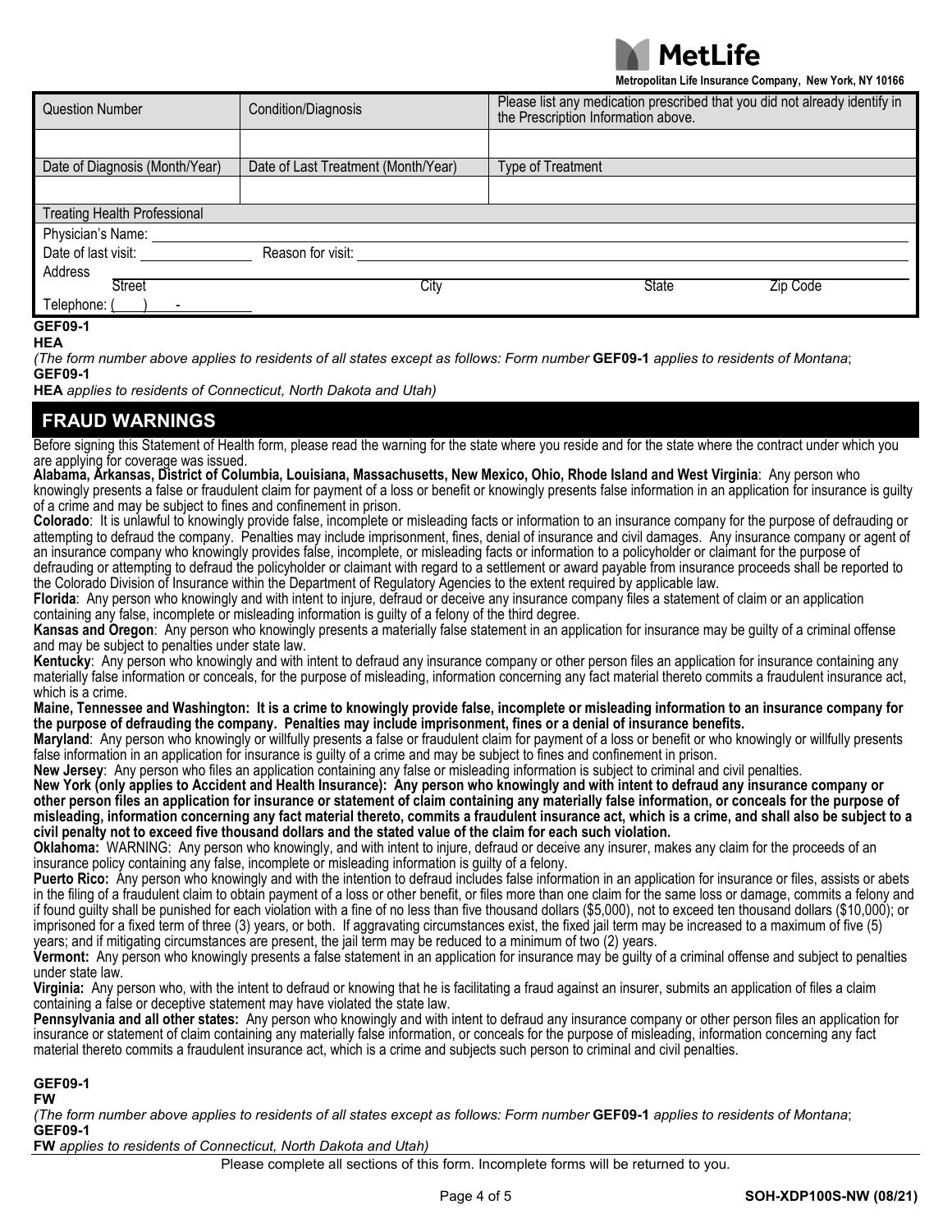MetLife

**Metropolitan Life Insurance Company, New York, NY 10166**

| Question Number | Condition/Diagnosis | Please list any medication prescribed that you did not already identify in the Prescription Information above. |
|---|---|---|
| | | |
| **Date of Diagnosis (Month/Year)** | **Date of Last Treatment (Month/Year)** | **Type of Treatment** |
| | | |

| Treating Health Professional |
|---|
| Physician's Name: ______ |
| Date of last visit: ______ Reason for visit: ______ |
| Address ______ Street ______ City ______ State ______ Zip Code |
| Telephone: (___) ___-______ |

**GEF09-1**
**HEA**

*(The form number above applies to residents of all states except as follows: Form number* **GEF09-1** *applies to residents of Montana*; **GEF09-1**
**HEA** *applies to residents of Connecticut, North Dakota and Utah)*

## FRAUD WARNINGS

Before signing this Statement of Health form, please read the warning for the state where you reside and for the state where the contract under which you are applying for coverage was issued.

**Alabama, Arkansas, District of Columbia, Louisiana, Massachusetts, New Mexico, Ohio, Rhode Island and West Virginia**: Any person who knowingly presents a false or fraudulent claim for payment of a loss or benefit or knowingly presents false information in an application for insurance is guilty of a crime and may be subject to fines and confinement in prison.

**Colorado**: It is unlawful to knowingly provide false, incomplete or misleading facts or information to an insurance company for the purpose of defrauding or attempting to defraud the company. Penalties may include imprisonment, fines, denial of insurance and civil damages. Any insurance company or agent of an insurance company who knowingly provides false, incomplete, or misleading facts or information to a policyholder or claimant for the purpose of defrauding or attempting to defraud the policyholder or claimant with regard to a settlement or award payable from insurance proceeds shall be reported to the Colorado Division of Insurance within the Department of Regulatory Agencies to the extent required by applicable law.

**Florida**: Any person who knowingly and with intent to injure, defraud or deceive any insurance company files a statement of claim or an application containing any false, incomplete or misleading information is guilty of a felony of the third degree.

**Kansas and Oregon**: Any person who knowingly presents a materially false statement in an application for insurance may be guilty of a criminal offense and may be subject to penalties under state law.

**Kentucky**: Any person who knowingly and with intent to defraud any insurance company or other person files an application for insurance containing any materially false information or conceals, for the purpose of misleading, information concerning any fact material thereto commits a fraudulent insurance act, which is a crime.

**Maine, Tennessee and Washington: It is a crime to knowingly provide false, incomplete or misleading information to an insurance company for the purpose of defrauding the company. Penalties may include imprisonment, fines or a denial of insurance benefits.**

**Maryland**: Any person who knowingly or willfully presents a false or fraudulent claim for payment of a loss or benefit or who knowingly or willfully presents false information in an application for insurance is guilty of a crime and may be subject to fines and confinement in prison.

**New Jersey**: Any person who files an application containing any false or misleading information is subject to criminal and civil penalties.

**New York (only applies to Accident and Health Insurance): Any person who knowingly and with intent to defraud any insurance company or other person files an application for insurance or statement of claim containing any materially false information, or conceals for the purpose of misleading, information concerning any fact material thereto, commits a fraudulent insurance act, which is a crime, and shall also be subject to a civil penalty not to exceed five thousand dollars and the stated value of the claim for each such violation.**

**Oklahoma:** WARNING: Any person who knowingly, and with intent to injure, defraud or deceive any insurer, makes any claim for the proceeds of an insurance policy containing any false, incomplete or misleading information is guilty of a felony.

**Puerto Rico:** Any person who knowingly and with the intention to defraud includes false information in an application for insurance or files, assists or abets in the filing of a fraudulent claim to obtain payment of a loss or other benefit, or files more than one claim for the same loss or damage, commits a felony and if found guilty shall be punished for each violation with a fine of no less than five thousand dollars ($5,000), not to exceed ten thousand dollars ($10,000); or imprisoned for a fixed term of three (3) years, or both. If aggravating circumstances exist, the fixed jail term may be increased to a maximum of five (5) years; and if mitigating circumstances are present, the jail term may be reduced to a minimum of two (2) years.

**Vermont:** Any person who knowingly presents a false statement in an application for insurance may be guilty of a criminal offense and subject to penalties under state law.

**Virginia:** Any person who, with the intent to defraud or knowing that he is facilitating a fraud against an insurer, submits an application of files a claim containing a false or deceptive statement may have violated the state law.

**Pennsylvania and all other states:** Any person who knowingly and with intent to defraud any insurance company or other person files an application for insurance or statement of claim containing any materially false information, or conceals for the purpose of misleading, information concerning any fact material thereto commits a fraudulent insurance act, which is a crime and subjects such person to criminal and civil penalties.

**GEF09-1**
**FW**

*(The form number above applies to residents of all states except as follows: Form number* **GEF09-1** *applies to residents of Montana*; **GEF09-1**
**FW** *applies to residents of Connecticut, North Dakota and Utah)*

Please complete all sections of this form. Incomplete forms will be returned to you.

**SOH-XDP100S-NW (08/21)**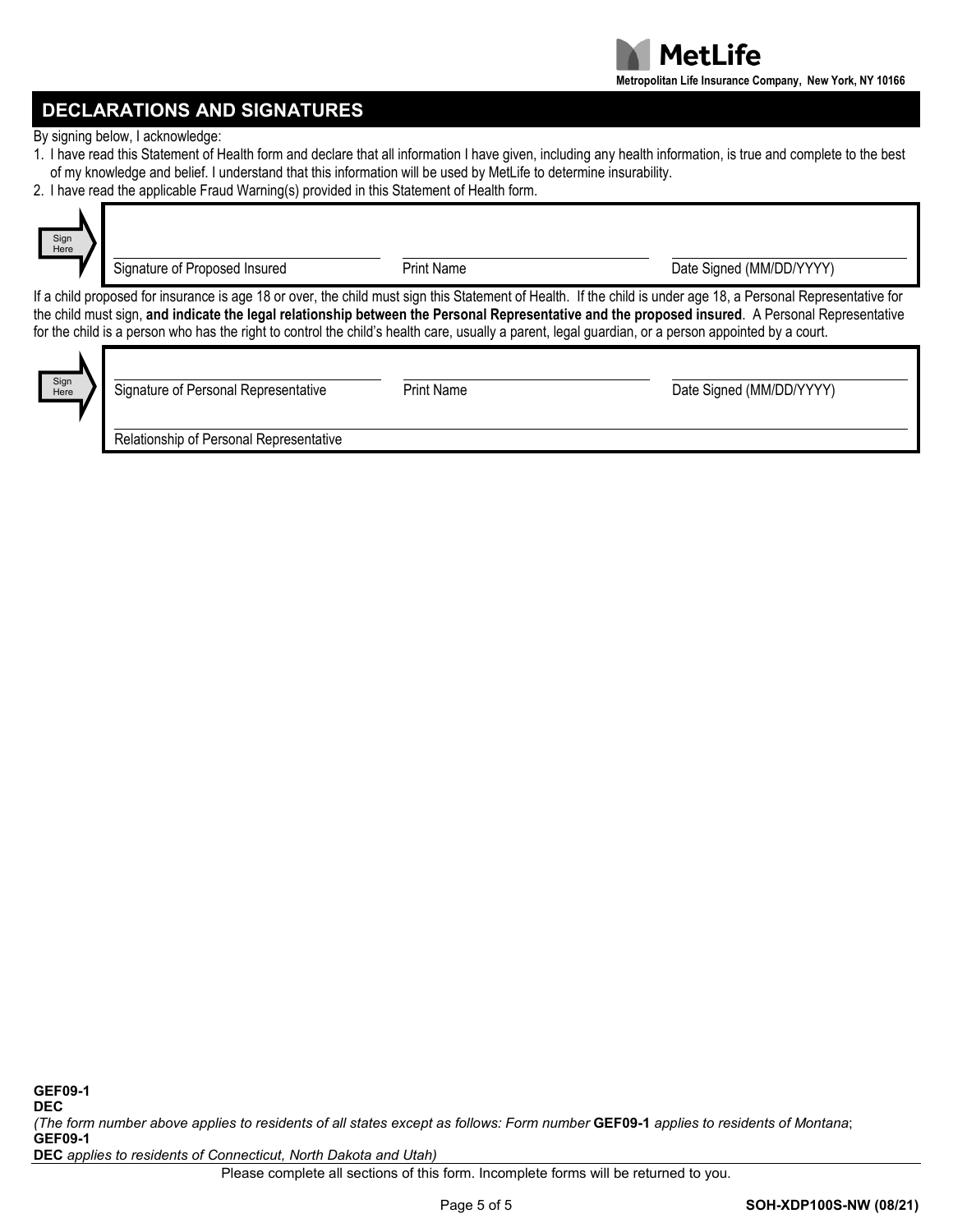**Metropolitan Life Insurance Company, New York, NY 10166**

## DECLARATIONS AND SIGNATURES

By signing below, I acknowledge:

1. I have read this Statement of Health form and declare that all information I have given, including any health information, is true and complete to the best of my knowledge and belief. I understand that this information will be used by MetLife to determine insurability.
2. I have read the applicable Fraud Warning(s) provided in this Statement of Health form.

Sign Here

| Signature of Proposed Insured | Print Name | Date Signed (MM/DD/YYYY) |
|---|---|---|
| | | |

If a child proposed for insurance is age 18 or over, the child must sign this Statement of Health. If the child is under age 18, a Personal Representative for the child must sign, **and indicate the legal relationship between the Personal Representative and the proposed insured**. A Personal Representative for the child is a person who has the right to control the child's health care, usually a parent, legal guardian, or a person appointed by a court.

Sign Here

| Signature of Personal Representative | Print Name | Date Signed (MM/DD/YYYY) |
|---|---|---|
| | | |

Relationship of Personal Representative

**GEF09-1**
**DEC**
*(The form number above applies to residents of all states except as follows: Form number* **GEF09-1** *applies to residents of Montana*;
**GEF09-1**
**DEC** *applies to residents of Connecticut, North Dakota and Utah)*

Please complete all sections of this form. Incomplete forms will be returned to you.

**SOH-XDP100S-NW (08/21)**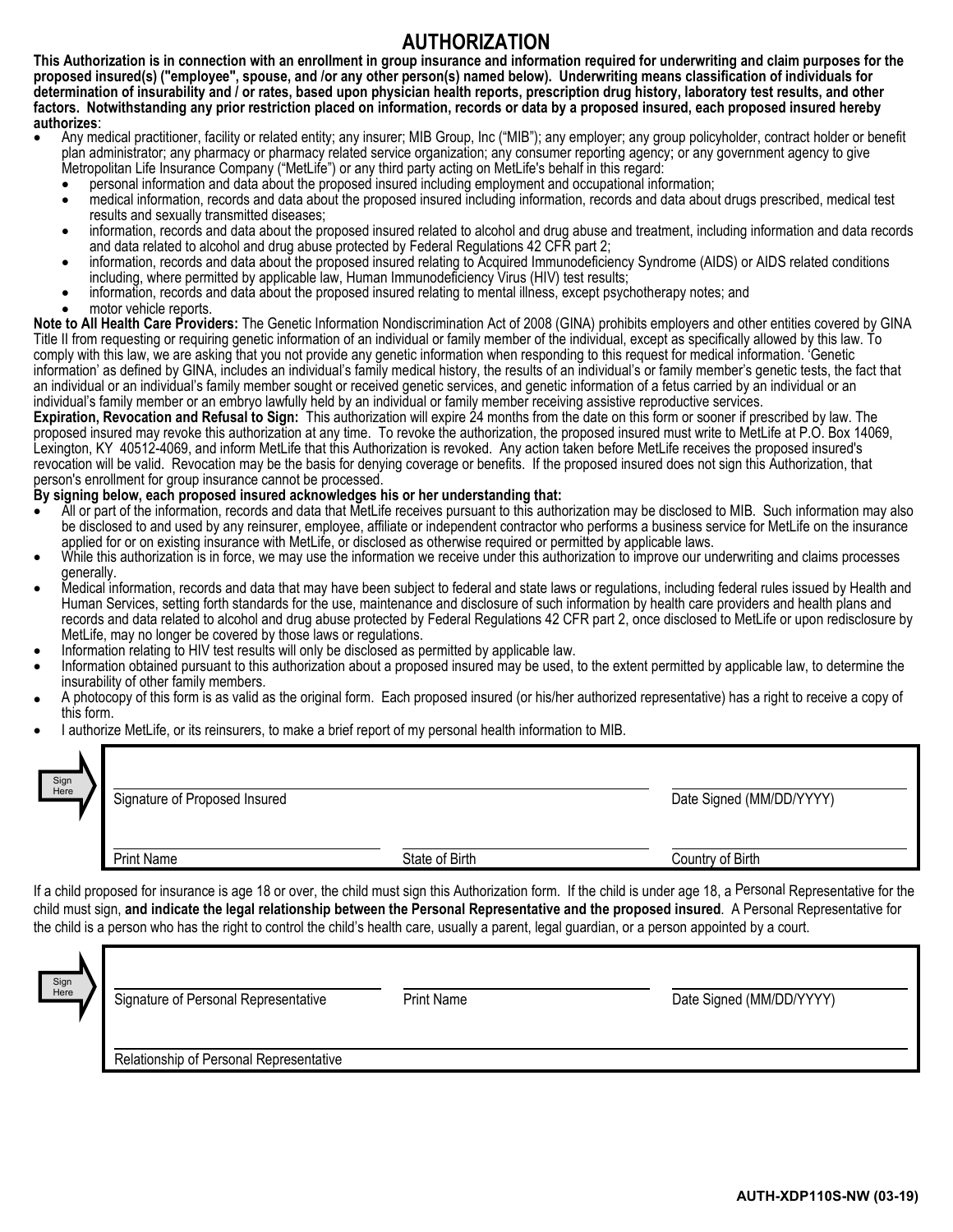# AUTHORIZATION

**This Authorization is in connection with an enrollment in group insurance and information required for underwriting and claim purposes for the proposed insured(s) ("employee", spouse, and /or any other person(s) named below). Underwriting means classification of individuals for determination of insurability and / or rates, based upon physician health reports, prescription drug history, laboratory test results, and other factors. Notwithstanding any prior restriction placed on information, records or data by a proposed insured, each proposed insured hereby authorizes**:

- Any medical practitioner, facility or related entity; any insurer; MIB Group, Inc ("MIB"); any employer; any group policyholder, contract holder or benefit plan administrator; any pharmacy or pharmacy related service organization; any consumer reporting agency; or any government agency to give Metropolitan Life Insurance Company ("MetLife") or any third party acting on MetLife's behalf in this regard:
  - personal information and data about the proposed insured including employment and occupational information;
  - medical information, records and data about the proposed insured including information, records and data about drugs prescribed, medical test results and sexually transmitted diseases;
  - information, records and data about the proposed insured related to alcohol and drug abuse and treatment, including information and data records and data related to alcohol and drug abuse protected by Federal Regulations 42 CFR part 2;
  - information, records and data about the proposed insured relating to Acquired Immunodeficiency Syndrome (AIDS) or AIDS related conditions including, where permitted by applicable law, Human Immunodeficiency Virus (HIV) test results;
  - information, records and data about the proposed insured relating to mental illness, except psychotherapy notes; and
  - motor vehicle reports.

**Note to All Health Care Providers:** The Genetic Information Nondiscrimination Act of 2008 (GINA) prohibits employers and other entities covered by GINA Title II from requesting or requiring genetic information of an individual or family member of the individual, except as specifically allowed by this law. To comply with this law, we are asking that you not provide any genetic information when responding to this request for medical information. 'Genetic information' as defined by GINA, includes an individual's family medical history, the results of an individual's or family member's genetic tests, the fact that an individual or an individual's family member sought or received genetic services, and genetic information of a fetus carried by an individual or an individual's family member or an embryo lawfully held by an individual or family member receiving assistive reproductive services.

**Expiration, Revocation and Refusal to Sign:** This authorization will expire 24 months from the date on this form or sooner if prescribed by law. The proposed insured may revoke this authorization at any time. To revoke the authorization, the proposed insured must write to MetLife at P.O. Box 14069, Lexington, KY 40512-4069, and inform MetLife that this Authorization is revoked. Any action taken before MetLife receives the proposed insured's revocation will be valid. Revocation may be the basis for denying coverage or benefits. If the proposed insured does not sign this Authorization, that person's enrollment for group insurance cannot be processed.

**By signing below, each proposed insured acknowledges his or her understanding that:**

- All or part of the information, records and data that MetLife receives pursuant to this authorization may be disclosed to MIB. Such information may also be disclosed to and used by any reinsurer, employee, affiliate or independent contractor who performs a business service for MetLife on the insurance applied for or on existing insurance with MetLife, or disclosed as otherwise required or permitted by applicable laws.
- While this authorization is in force, we may use the information we receive under this authorization to improve our underwriting and claims processes generally.
- Medical information, records and data that may have been subject to federal and state laws or regulations, including federal rules issued by Health and Human Services, setting forth standards for the use, maintenance and disclosure of such information by health care providers and health plans and records and data related to alcohol and drug abuse protected by Federal Regulations 42 CFR part 2, once disclosed to MetLife or upon redisclosure by MetLife, may no longer be covered by those laws or regulations.
- Information relating to HIV test results will only be disclosed as permitted by applicable law.
- Information obtained pursuant to this authorization about a proposed insured may be used, to the extent permitted by applicable law, to determine the insurability of other family members.
- A photocopy of this form is as valid as the original form. Each proposed insured (or his/her authorized representative) has a right to receive a copy of this form.
- I authorize MetLife, or its reinsurers, to make a brief report of my personal health information to MIB.

Sign Here

Signature of Proposed Insured ______________________ Date Signed (MM/DD/YYYY) ______________________

Print Name ______________________ State of Birth ______________________ Country of Birth ______________________

If a child proposed for insurance is age 18 or over, the child must sign this Authorization form. If the child is under age 18, a Personal Representative for the child must sign, **and indicate the legal relationship between the Personal Representative and the proposed insured**. A Personal Representative for the child is a person who has the right to control the child's health care, usually a parent, legal guardian, or a person appointed by a court.

Sign Here

Signature of Personal Representative ______________________ Print Name ______________________ Date Signed (MM/DD/YYYY) ______________________

Relationship of Personal Representative ______________________

AUTH-XDP110S-NW (03-19)